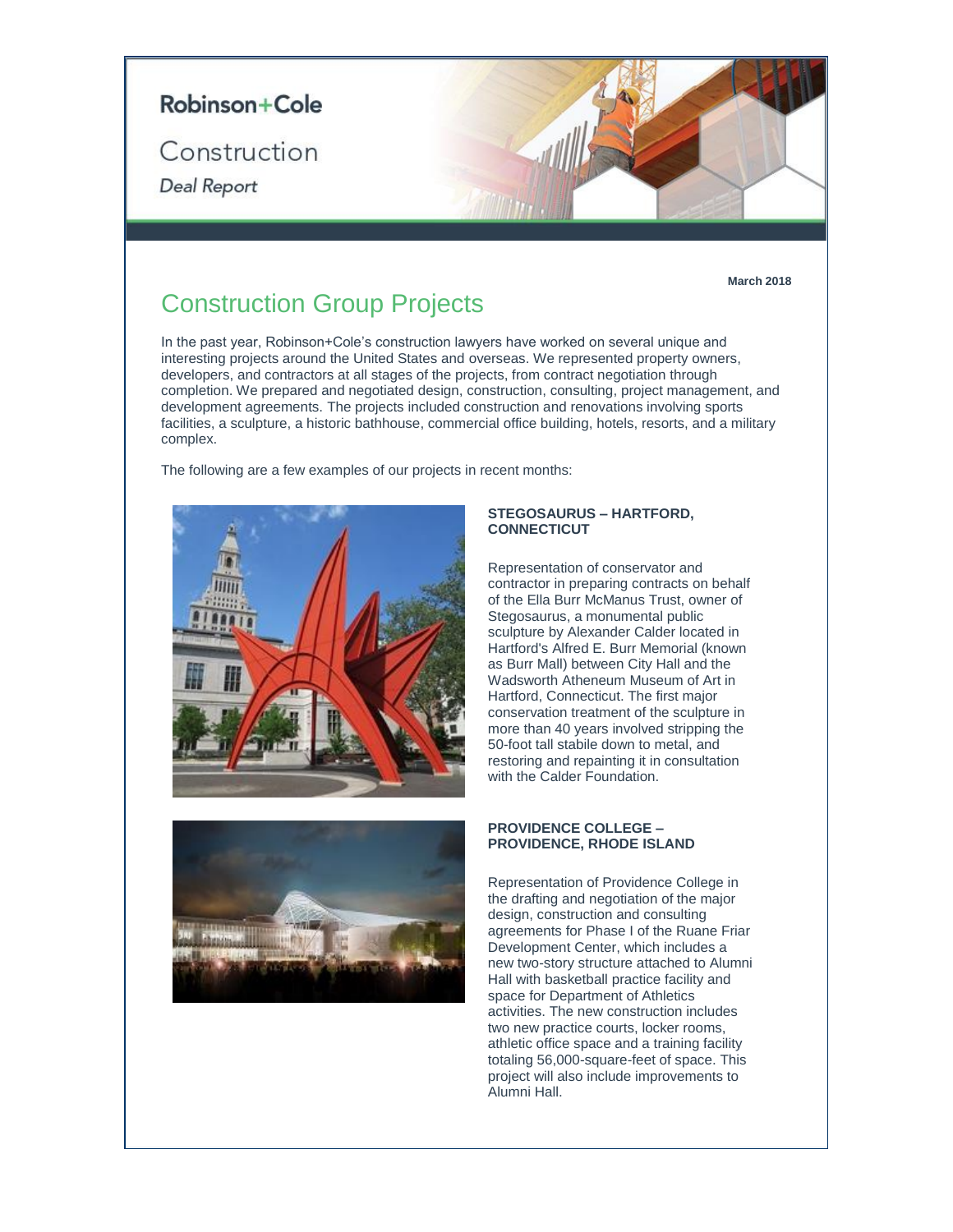Robinson+Cole

Construction

*Deal Report*

**March 2018**

# Construction Group Projects

In the past year, Robinson+Cole's construction lawyers have worked on several unique and interesting projects around the United States and overseas. We represented property owners, developers, and contractors at all stages of the projects, from contract negotiation through completion. We prepared and negotiated design, construction, consulting, project management, and development agreements. The projects included construction and renovations involving sports facilities, a sculpture, a historic bathhouse, commercial office building, hotels, resorts, and a military complex.

The following are a few examples of our projects in recent months:

### STEGOSAURUS – HARTFORD, CONNECTICUT

Representation of conservator and contractor in preparing contracts on behalf of the Ella Burr McManus Trust, owner of Stegosaurus, a monumental public sculpture by Alexander Calder located in Hartford's Alfred E. Burr Memorial (known as Burr Mall) between City Hall and the Wadsworth Atheneum Museum of Art in Hartford, Connecticut. The first major conservation treatment of the sculpture in more than 40 years involved stripping the 50-foot tall stabile down to metal, and restoring and repainting it in consultation with the Calder Foundation.

### PROVIDENCE COLLEGE – PROVIDENCE, RHODE ISLAND

Representation of Providence College in the drafting and negotiation of the major design, construction and consulting agreements for Phase I of the Ruane Friar Development Center, which includes a new two-story structure attached to Alumni Hall with basketball practice facility and space for Department of Athletics activities. The new construction includes two new practice courts, locker rooms, athletic office space and a training facility totaling 56,000-square-feet of space. This project will also include improvements to Alumni Hall.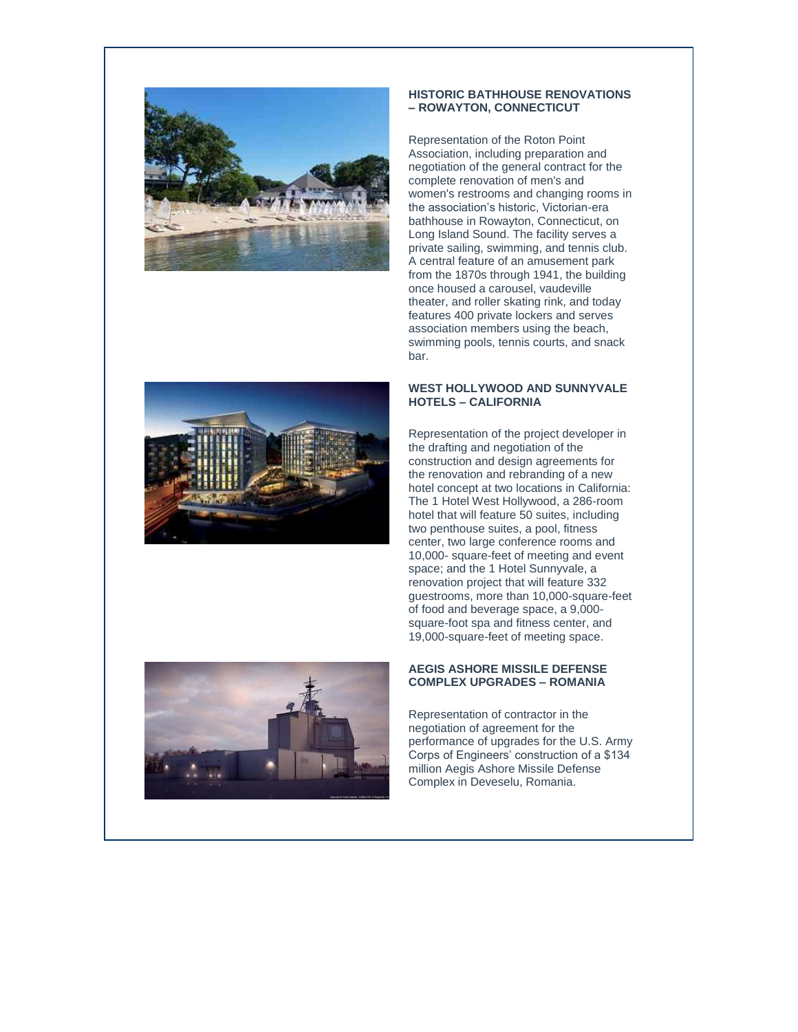### HISTORIC BATHHOUSE RENOVATIONS – ROWAYTON, CONNECTICUT

Representation of the Roton Point Association, including preparation and negotiation of the general contract for the complete renovation of men's and women's restrooms and changing rooms in the association's historic, Victorian-era bathhouse in Rowayton, Connecticut, on Long Island Sound. The facility serves a private sailing, swimming, and tennis club. A central feature of an amusement park from the 1870s through 1941, the building once housed a carousel, vaudeville theater, and roller skating rink, and today features 400 private lockers and serves association members using the beach, swimming pools, tennis courts, and snack bar.

### WEST HOLLYWOOD AND SUNNYVALE HOTELS – CALIFORNIA

Representation of the project developer in the drafting and negotiation of the construction and design agreements for the renovation and rebranding of a new hotel concept at two locations in California: The 1 Hotel West Hollywood, a 286-room hotel that will feature 50 suites, including two penthouse suites, a pool, fitness center, two large conference rooms and 10,000- square-feet of meeting and event space; and the 1 Hotel Sunnyvale, a renovation project that will feature 332 guestrooms, more than 10,000-square-feet of food and beverage space, a 9,000-square-foot spa and fitness center, and 19,000-square-feet of meeting space.

### AEGIS ASHORE MISSILE DEFENSE COMPLEX UPGRADES – ROMANIA

Representation of contractor in the negotiation of agreement for the performance of upgrades for the U.S. Army Corps of Engineers' construction of a $134 million Aegis Ashore Missile Defense Complex in Deveselu, Romania.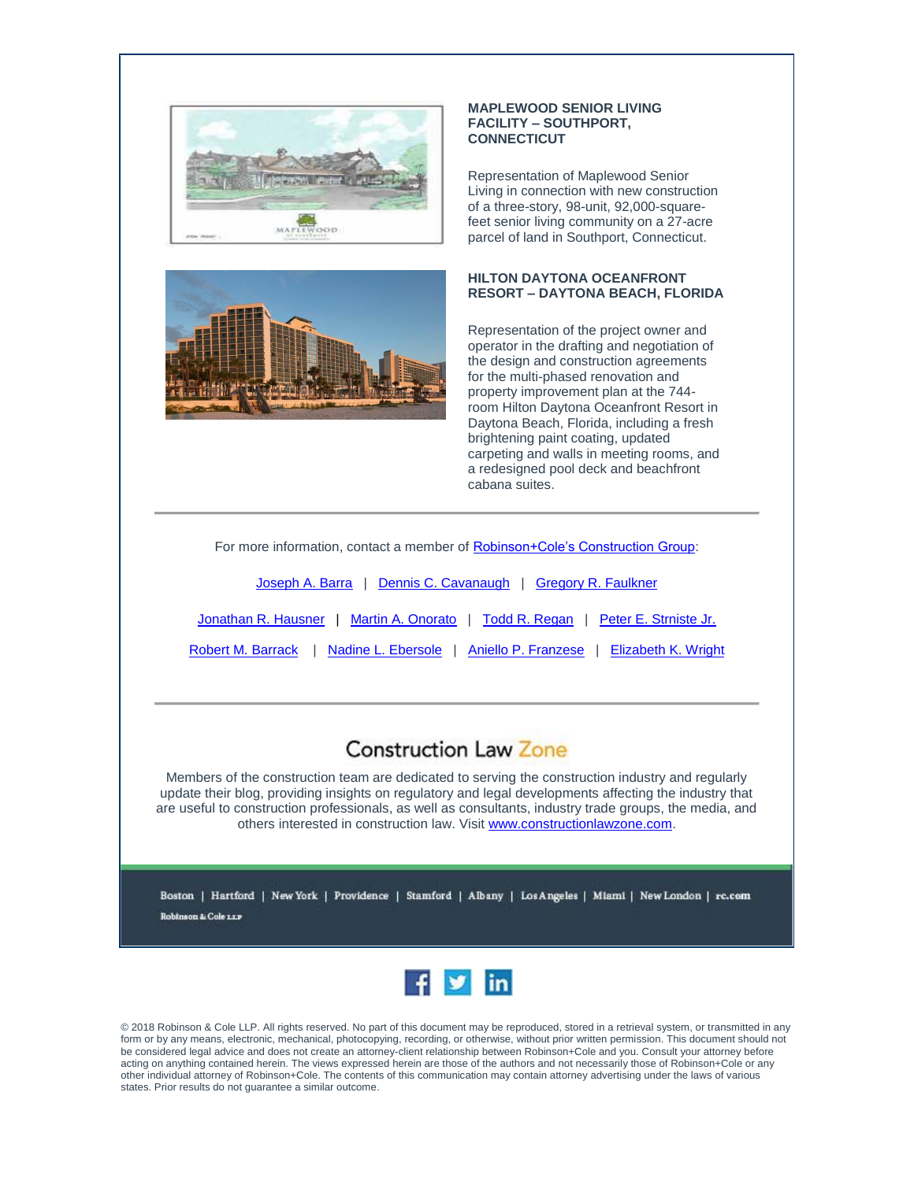### MAPLEWOOD SENIOR LIVING FACILITY – SOUTHPORT, CONNECTICUT

Representation of Maplewood Senior Living in connection with new construction of a three-story, 98-unit, 92,000-square-feet senior living community on a 27-acre parcel of land in Southport, Connecticut.

### HILTON DAYTONA OCEANFRONT RESORT – DAYTONA BEACH, FLORIDA

Representation of the project owner and operator in the drafting and negotiation of the design and construction agreements for the multi-phased renovation and property improvement plan at the 744-room Hilton Daytona Oceanfront Resort in Daytona Beach, Florida, including a fresh brightening paint coating, updated carpeting and walls in meeting rooms, and a redesigned pool deck and beachfront cabana suites.

---

For more information, contact a member of Robinson+Cole's Construction Group:

Joseph A. Barra | Dennis C. Cavanaugh | Gregory R. Faulkner

Jonathan R. Hausner | Martin A. Onorato | Todd R. Regan | Peter E. Strniste Jr.

Robert M. Barrack | Nadine L. Ebersole | Aniello P. Franzese | Elizabeth K. Wright

---

## Construction Law Zone

Members of the construction team are dedicated to serving the construction industry and regularly update their blog, providing insights on regulatory and legal developments affecting the industry that are useful to construction professionals, as well as consultants, industry trade groups, the media, and others interested in construction law. Visit www.constructionlawzone.com.

Boston | Hartford | New York | Providence | Stamford | Albany | Los Angeles | Miami | New London | rc.com

Robinson & Cole LLP

© 2018 Robinson & Cole LLP. All rights reserved. No part of this document may be reproduced, stored in a retrieval system, or transmitted in any form or by any means, electronic, mechanical, photocopying, recording, or otherwise, without prior written permission. This document should not be considered legal advice and does not create an attorney-client relationship between Robinson+Cole and you. Consult your attorney before acting on anything contained herein. The views expressed herein are those of the authors and not necessarily those of Robinson+Cole or any other individual attorney of Robinson+Cole. The contents of this communication may contain attorney advertising under the laws of various states. Prior results do not guarantee a similar outcome.